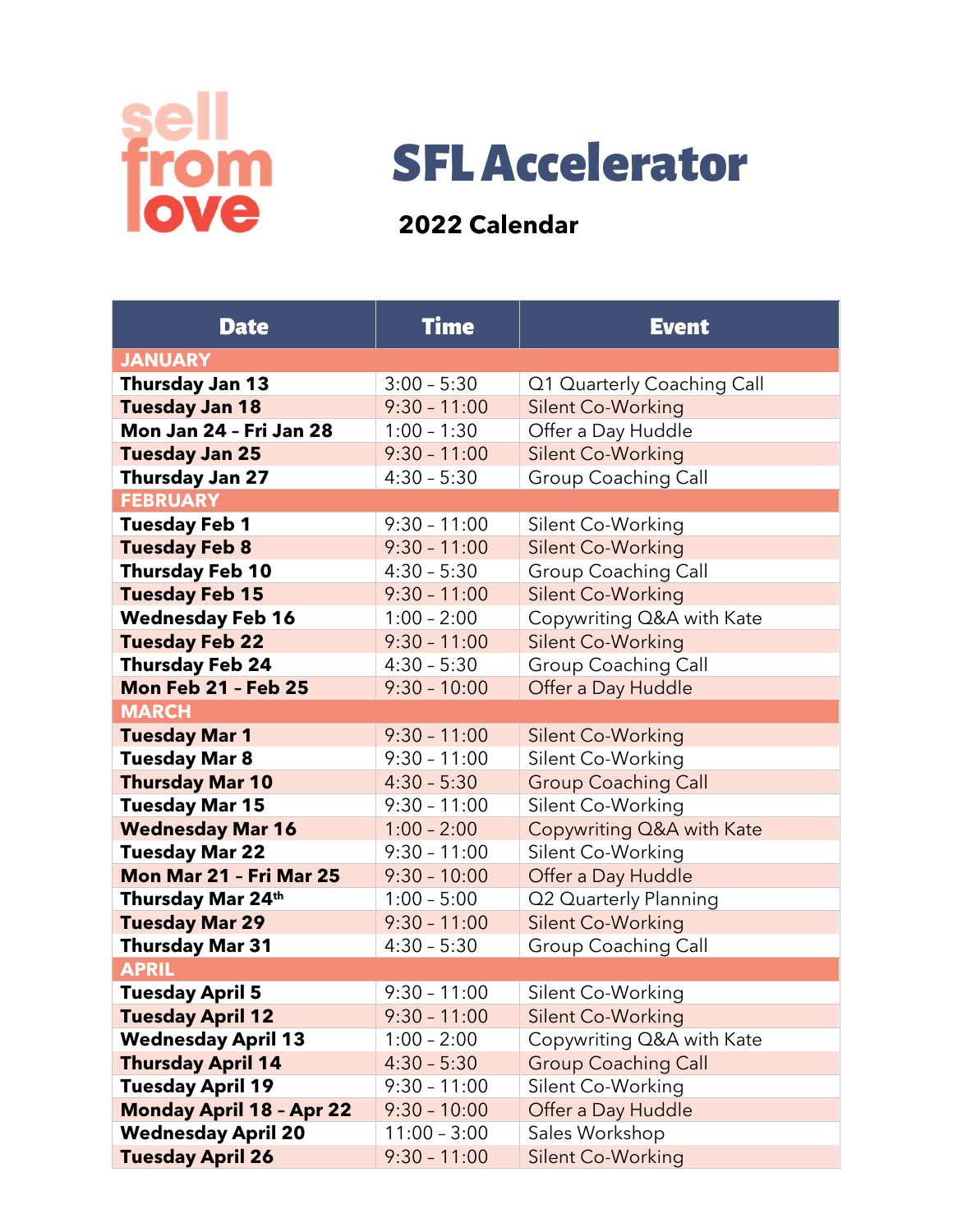sell from love

# SFL Accelerator

## 2022 Calendar

| Date | Time | Event |
|---|---|---|
| **JANUARY** | | |
| **Thursday Jan 13** | 3:00 – 5:30 | Q1 Quarterly Coaching Call |
| **Tuesday Jan 18** | 9:30 – 11:00 | Silent Co-Working |
| **Mon Jan 24 - Fri Jan 28** | 1:00 – 1:30 | Offer a Day Huddle |
| **Tuesday Jan 25** | 9:30 – 11:00 | Silent Co-Working |
| **Thursday Jan 27** | 4:30 – 5:30 | Group Coaching Call |
| **FEBRUARY** | | |
| **Tuesday Feb 1** | 9:30 – 11:00 | Silent Co-Working |
| **Tuesday Feb 8** | 9:30 – 11:00 | Silent Co-Working |
| **Thursday Feb 10** | 4:30 – 5:30 | Group Coaching Call |
| **Tuesday Feb 15** | 9:30 – 11:00 | Silent Co-Working |
| **Wednesday Feb 16** | 1:00 – 2:00 | Copywriting Q&A with Kate |
| **Tuesday Feb 22** | 9:30 – 11:00 | Silent Co-Working |
| **Thursday Feb 24** | 4:30 – 5:30 | Group Coaching Call |
| **Mon Feb 21 - Feb 25** | 9:30 – 10:00 | Offer a Day Huddle |
| **MARCH** | | |
| **Tuesday Mar 1** | 9:30 – 11:00 | Silent Co-Working |
| **Tuesday Mar 8** | 9:30 – 11:00 | Silent Co-Working |
| **Thursday Mar 10** | 4:30 – 5:30 | Group Coaching Call |
| **Tuesday Mar 15** | 9:30 – 11:00 | Silent Co-Working |
| **Wednesday Mar 16** | 1:00 – 2:00 | Copywriting Q&A with Kate |
| **Tuesday Mar 22** | 9:30 – 11:00 | Silent Co-Working |
| **Mon Mar 21 - Fri Mar 25** | 9:30 – 10:00 | Offer a Day Huddle |
| **Thursday Mar 24th** | 1:00 – 5:00 | Q2 Quarterly Planning |
| **Tuesday Mar 29** | 9:30 – 11:00 | Silent Co-Working |
| **Thursday Mar 31** | 4:30 – 5:30 | Group Coaching Call |
| **APRIL** | | |
| **Tuesday April 5** | 9:30 – 11:00 | Silent Co-Working |
| **Tuesday April 12** | 9:30 – 11:00 | Silent Co-Working |
| **Wednesday April 13** | 1:00 – 2:00 | Copywriting Q&A with Kate |
| **Thursday April 14** | 4:30 – 5:30 | Group Coaching Call |
| **Tuesday April 19** | 9:30 – 11:00 | Silent Co-Working |
| **Monday April 18 - Apr 22** | 9:30 – 10:00 | Offer a Day Huddle |
| **Wednesday April 20** | 11:00 – 3:00 | Sales Workshop |
| **Tuesday April 26** | 9:30 – 11:00 | Silent Co-Working |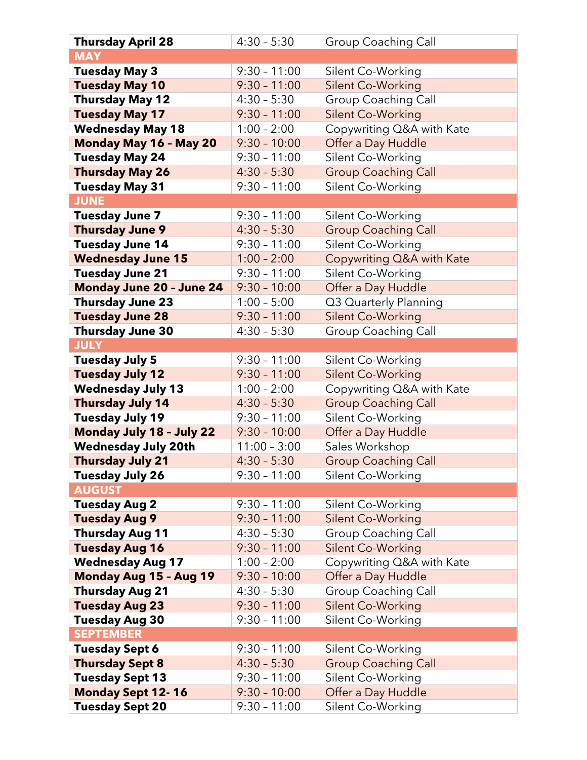| **Thursday April 28** | 4:30 – 5:30 | Group Coaching Call |
|---|---|---|
| **MAY** | | |
| **Tuesday May 3** | 9:30 – 11:00 | Silent Co-Working |
| **Tuesday May 10** | 9:30 – 11:00 | Silent Co-Working |
| **Thursday May 12** | 4:30 – 5:30 | Group Coaching Call |
| **Tuesday May 17** | 9:30 – 11:00 | Silent Co-Working |
| **Wednesday May 18** | 1:00 – 2:00 | Copywriting Q&A with Kate |
| **Monday May 16 – May 20** | 9:30 – 10:00 | Offer a Day Huddle |
| **Tuesday May 24** | 9:30 – 11:00 | Silent Co-Working |
| **Thursday May 26** | 4:30 – 5:30 | Group Coaching Call |
| **Tuesday May 31** | 9:30 – 11:00 | Silent Co-Working |
| **JUNE** | | |
| **Tuesday June 7** | 9:30 – 11:00 | Silent Co-Working |
| **Thursday June 9** | 4:30 – 5:30 | Group Coaching Call |
| **Tuesday June 14** | 9:30 – 11:00 | Silent Co-Working |
| **Wednesday June 15** | 1:00 – 2:00 | Copywriting Q&A with Kate |
| **Tuesday June 21** | 9:30 – 11:00 | Silent Co-Working |
| **Monday June 20 – June 24** | 9:30 – 10:00 | Offer a Day Huddle |
| **Thursday June 23** | 1:00 – 5:00 | Q3 Quarterly Planning |
| **Tuesday June 28** | 9:30 – 11:00 | Silent Co-Working |
| **Thursday June 30** | 4:30 – 5:30 | Group Coaching Call |
| **JULY** | | |
| **Tuesday July 5** | 9:30 – 11:00 | Silent Co-Working |
| **Tuesday July 12** | 9:30 – 11:00 | Silent Co-Working |
| **Wednesday July 13** | 1:00 – 2:00 | Copywriting Q&A with Kate |
| **Thursday July 14** | 4:30 – 5:30 | Group Coaching Call |
| **Tuesday July 19** | 9:30 – 11:00 | Silent Co-Working |
| **Monday July 18 – July 22** | 9:30 – 10:00 | Offer a Day Huddle |
| **Wednesday July 20th** | 11:00 – 3:00 | Sales Workshop |
| **Thursday July 21** | 4:30 – 5:30 | Group Coaching Call |
| **Tuesday July 26** | 9:30 – 11:00 | Silent Co-Working |
| **AUGUST** | | |
| **Tuesday Aug 2** | 9:30 – 11:00 | Silent Co-Working |
| **Tuesday Aug 9** | 9:30 – 11:00 | Silent Co-Working |
| **Thursday Aug 11** | 4:30 – 5:30 | Group Coaching Call |
| **Tuesday Aug 16** | 9:30 – 11:00 | Silent Co-Working |
| **Wednesday Aug 17** | 1:00 – 2:00 | Copywriting Q&A with Kate |
| **Monday Aug 15 – Aug 19** | 9:30 – 10:00 | Offer a Day Huddle |
| **Thursday Aug 21** | 4:30 – 5:30 | Group Coaching Call |
| **Tuesday Aug 23** | 9:30 – 11:00 | Silent Co-Working |
| **Tuesday Aug 30** | 9:30 – 11:00 | Silent Co-Working |
| **SEPTEMBER** | | |
| **Tuesday Sept 6** | 9:30 – 11:00 | Silent Co-Working |
| **Thursday Sept 8** | 4:30 – 5:30 | Group Coaching Call |
| **Tuesday Sept 13** | 9:30 – 11:00 | Silent Co-Working |
| **Monday Sept 12- 16** | 9:30 – 10:00 | Offer a Day Huddle |
| **Tuesday Sept 20** | 9:30 – 11:00 | Silent Co-Working |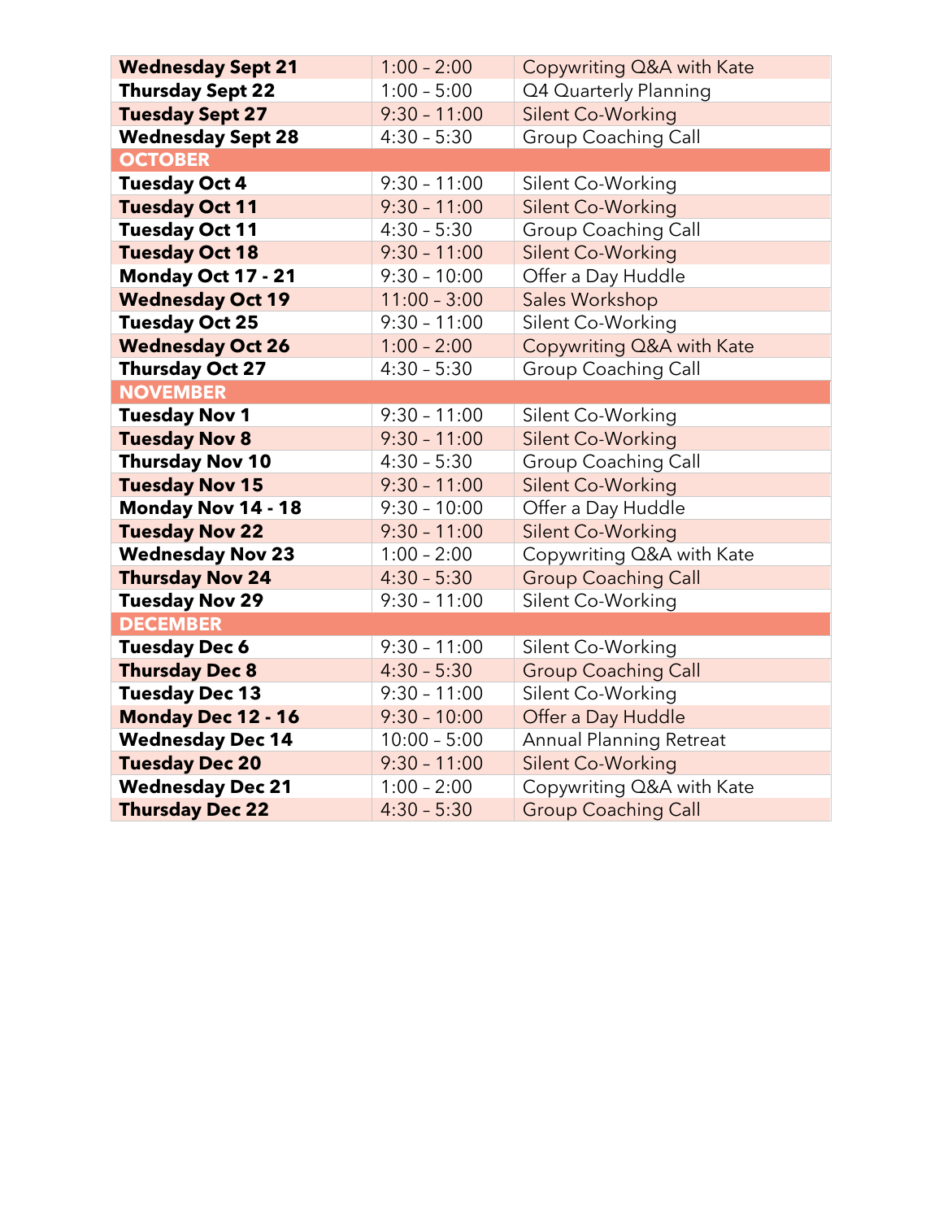| | | |
|---|---|---|
| **Wednesday Sept 21** | 1:00 – 2:00 | Copywriting Q&A with Kate |
| **Thursday Sept 22** | 1:00 – 5:00 | Q4 Quarterly Planning |
| **Tuesday Sept 27** | 9:30 – 11:00 | Silent Co-Working |
| **Wednesday Sept 28** | 4:30 – 5:30 | Group Coaching Call |
| **OCTOBER** | | |
| **Tuesday Oct 4** | 9:30 – 11:00 | Silent Co-Working |
| **Tuesday Oct 11** | 9:30 – 11:00 | Silent Co-Working |
| **Tuesday Oct 11** | 4:30 – 5:30 | Group Coaching Call |
| **Tuesday Oct 18** | 9:30 – 11:00 | Silent Co-Working |
| **Monday Oct 17 - 21** | 9:30 – 10:00 | Offer a Day Huddle |
| **Wednesday Oct 19** | 11:00 – 3:00 | Sales Workshop |
| **Tuesday Oct 25** | 9:30 – 11:00 | Silent Co-Working |
| **Wednesday Oct 26** | 1:00 – 2:00 | Copywriting Q&A with Kate |
| **Thursday Oct 27** | 4:30 – 5:30 | Group Coaching Call |
| **NOVEMBER** | | |
| **Tuesday Nov 1** | 9:30 – 11:00 | Silent Co-Working |
| **Tuesday Nov 8** | 9:30 – 11:00 | Silent Co-Working |
| **Thursday Nov 10** | 4:30 – 5:30 | Group Coaching Call |
| **Tuesday Nov 15** | 9:30 – 11:00 | Silent Co-Working |
| **Monday Nov 14 - 18** | 9:30 – 10:00 | Offer a Day Huddle |
| **Tuesday Nov 22** | 9:30 – 11:00 | Silent Co-Working |
| **Wednesday Nov 23** | 1:00 – 2:00 | Copywriting Q&A with Kate |
| **Thursday Nov 24** | 4:30 – 5:30 | Group Coaching Call |
| **Tuesday Nov 29** | 9:30 – 11:00 | Silent Co-Working |
| **DECEMBER** | | |
| **Tuesday Dec 6** | 9:30 – 11:00 | Silent Co-Working |
| **Thursday Dec 8** | 4:30 – 5:30 | Group Coaching Call |
| **Tuesday Dec 13** | 9:30 – 11:00 | Silent Co-Working |
| **Monday Dec 12 - 16** | 9:30 – 10:00 | Offer a Day Huddle |
| **Wednesday Dec 14** | 10:00 – 5:00 | Annual Planning Retreat |
| **Tuesday Dec 20** | 9:30 – 11:00 | Silent Co-Working |
| **Wednesday Dec 21** | 1:00 – 2:00 | Copywriting Q&A with Kate |
| **Thursday Dec 22** | 4:30 – 5:30 | Group Coaching Call |